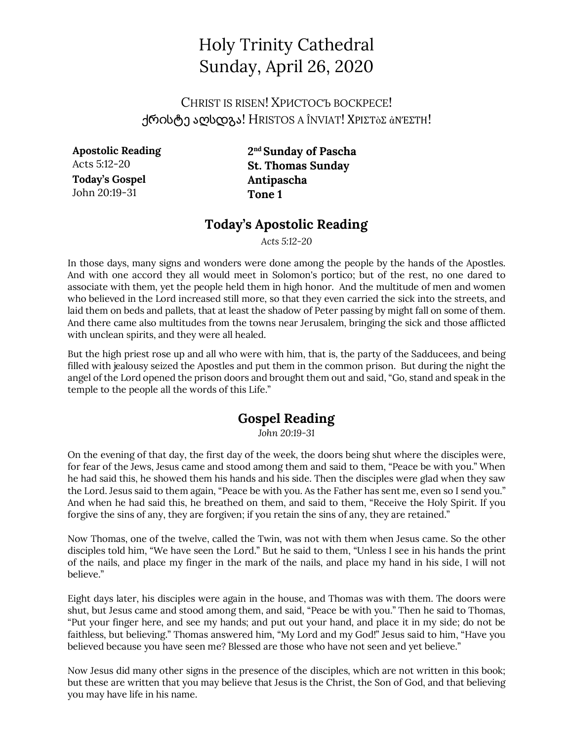# Holy Trinity Cathedral
# Sunday, April 26, 2020

CHRIST IS RISEN! ХРИСТОСЪ ВОСКРЕСЕ!
ქრისტე აღსდგა! HRISTOS A ÎNVIAT! ΧΡΙΣΤὸΣ ἀΝΈΣΤΗ!

**Apostolic Reading**
Acts 5:12-20
**Today's Gospel**
John 20:19-31

**2nd Sunday of Pascha**
**St. Thomas Sunday**
**Antipascha**
**Tone 1**

## Today's Apostolic Reading

*Acts 5:12-20*

In those days, many signs and wonders were done among the people by the hands of the Apostles. And with one accord they all would meet in Solomon's portico; but of the rest, no one dared to associate with them, yet the people held them in high honor. And the multitude of men and women who believed in the Lord increased still more, so that they even carried the sick into the streets, and laid them on beds and pallets, that at least the shadow of Peter passing by might fall on some of them. And there came also multitudes from the towns near Jerusalem, bringing the sick and those afflicted with unclean spirits, and they were all healed.

But the high priest rose up and all who were with him, that is, the party of the Sadducees, and being filled with jealousy seized the Apostles and put them in the common prison. But during the night the angel of the Lord opened the prison doors and brought them out and said, "Go, stand and speak in the temple to the people all the words of this Life."

## Gospel Reading

*John 20:19-31*

On the evening of that day, the first day of the week, the doors being shut where the disciples were, for fear of the Jews, Jesus came and stood among them and said to them, "Peace be with you." When he had said this, he showed them his hands and his side. Then the disciples were glad when they saw the Lord. Jesus said to them again, "Peace be with you. As the Father has sent me, even so I send you." And when he had said this, he breathed on them, and said to them, "Receive the Holy Spirit. If you forgive the sins of any, they are forgiven; if you retain the sins of any, they are retained."

Now Thomas, one of the twelve, called the Twin, was not with them when Jesus came. So the other disciples told him, "We have seen the Lord." But he said to them, "Unless I see in his hands the print of the nails, and place my finger in the mark of the nails, and place my hand in his side, I will not believe."

Eight days later, his disciples were again in the house, and Thomas was with them. The doors were shut, but Jesus came and stood among them, and said, "Peace be with you." Then he said to Thomas, "Put your finger here, and see my hands; and put out your hand, and place it in my side; do not be faithless, but believing." Thomas answered him, "My Lord and my God!" Jesus said to him, "Have you believed because you have seen me? Blessed are those who have not seen and yet believe."

Now Jesus did many other signs in the presence of the disciples, which are not written in this book; but these are written that you may believe that Jesus is the Christ, the Son of God, and that believing you may have life in his name.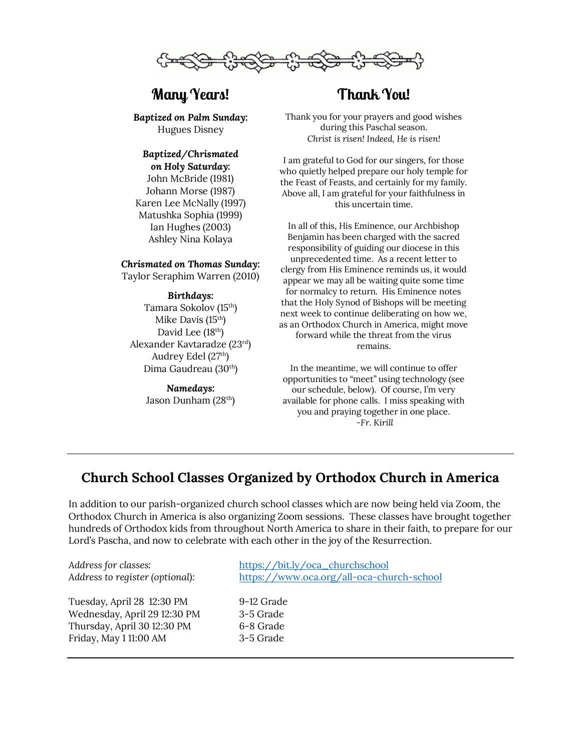## Many Years!

***Baptized on Palm Sunday:***
Hugues Disney

***Baptized/Chrismated on Holy Saturday:***
John McBride (1981)
Johann Morse (1987)
Karen Lee McNally (1997)
Matushka Sophia (1999)
Ian Hughes (2003)
Ashley Nina Kolaya

***Chrismated on Thomas Sunday:***
Taylor Seraphim Warren (2010)

***Birthdays:***
Tamara Sokolov (15th)
Mike Davis (15th)
David Lee (18th)
Alexander Kavtaradze (23rd)
Audrey Edel (27th)
Dima Gaudreau (30th)

***Namedays:***
Jason Dunham (28th)

## Thank You!

Thank you for your prayers and good wishes during this Paschal season.
*Christ is risen! Indeed, He is risen!*

I am grateful to God for our singers, for those who quietly helped prepare our holy temple for the Feast of Feasts, and certainly for my family. Above all, I am grateful for your faithfulness in this uncertain time.

In all of this, His Eminence, our Archbishop Benjamin has been charged with the sacred responsibility of guiding our diocese in this unprecedented time. As a recent letter to clergy from His Eminence reminds us, it would appear we may all be waiting quite some time for normalcy to return. His Eminence notes that the Holy Synod of Bishops will be meeting next week to continue deliberating on how we, as an Orthodox Church in America, might move forward while the threat from the virus remains.

In the meantime, we will continue to offer opportunities to "meet" using technology (see our schedule, below). Of course, I'm very available for phone calls. I miss speaking with you and praying together in one place.
*-Fr. Kirill*

---

## Church School Classes Organized by Orthodox Church in America

In addition to our parish-organized church school classes which are now being held via Zoom, the Orthodox Church in America is also organizing Zoom sessions. These classes have brought together hundreds of Orthodox kids from throughout North America to share in their faith, to prepare for our Lord's Pascha, and now to celebrate with each other in the joy of the Resurrection.

*Address for classes:* https://bit.ly/oca_churchschool
*Address to register (optional):* https://www.oca.org/all-oca-church-school

| | |
|---|---|
| Tuesday, April 28 12:30 PM | 9-12 Grade |
| Wednesday, April 29 12:30 PM | 3-5 Grade |
| Thursday, April 30 12:30 PM | 6-8 Grade |
| Friday, May 1 11:00 AM | 3-5 Grade |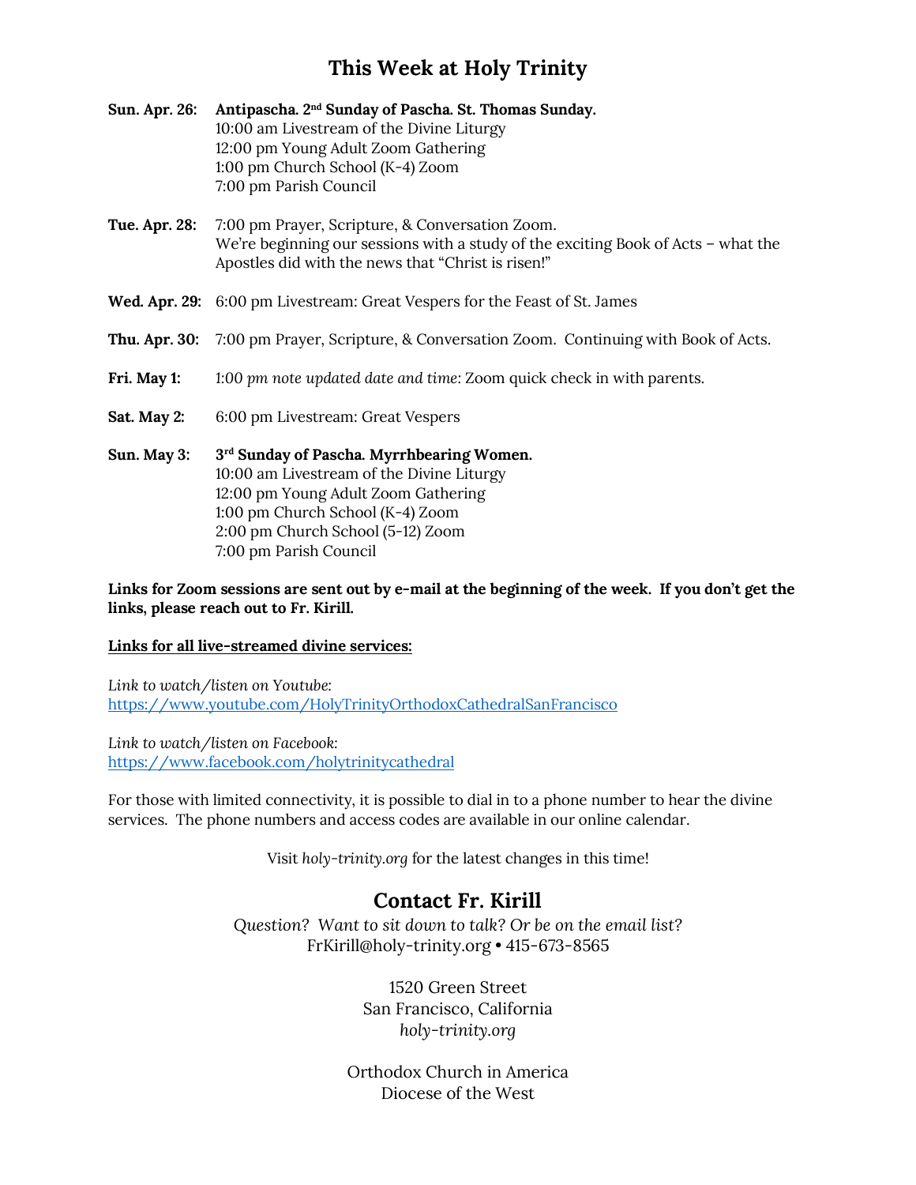# This Week at Holy Trinity

**Sun. Apr. 26:** **Antipascha. 2nd Sunday of Pascha. St. Thomas Sunday.**
10:00 am Livestream of the Divine Liturgy
12:00 pm Young Adult Zoom Gathering
1:00 pm Church School (K-4) Zoom
7:00 pm Parish Council

**Tue. Apr. 28:** 7:00 pm Prayer, Scripture, & Conversation Zoom.
We're beginning our sessions with a study of the exciting Book of Acts – what the Apostles did with the news that "Christ is risen!"

**Wed. Apr. 29:** 6:00 pm Livestream: Great Vespers for the Feast of St. James

**Thu. Apr. 30:** 7:00 pm Prayer, Scripture, & Conversation Zoom. Continuing with Book of Acts.

**Fri. May 1:** 1:00 *pm note updated date and time*: Zoom quick check in with parents.

**Sat. May 2:** 6:00 pm Livestream: Great Vespers

**Sun. May 3:** **3rd Sunday of Pascha. Myrrhbearing Women.**
10:00 am Livestream of the Divine Liturgy
12:00 pm Young Adult Zoom Gathering
1:00 pm Church School (K-4) Zoom
2:00 pm Church School (5-12) Zoom
7:00 pm Parish Council

**Links for Zoom sessions are sent out by e-mail at the beginning of the week. If you don't get the links, please reach out to Fr. Kirill.**

**Links for all live-streamed divine services:**

*Link to watch/listen on Youtube:*
https://www.youtube.com/HolyTrinityOrthodoxCathedralSanFrancisco

*Link to watch/listen on Facebook:*
https://www.facebook.com/holytrinitycathedral

For those with limited connectivity, it is possible to dial in to a phone number to hear the divine services. The phone numbers and access codes are available in our online calendar.

Visit *holy-trinity.org* for the latest changes in this time!

## Contact Fr. Kirill

*Question? Want to sit down to talk? Or be on the email list?*
FrKirill@holy-trinity.org • 415-673-8565

1520 Green Street
San Francisco, California
*holy-trinity.org*

Orthodox Church in America
Diocese of the West